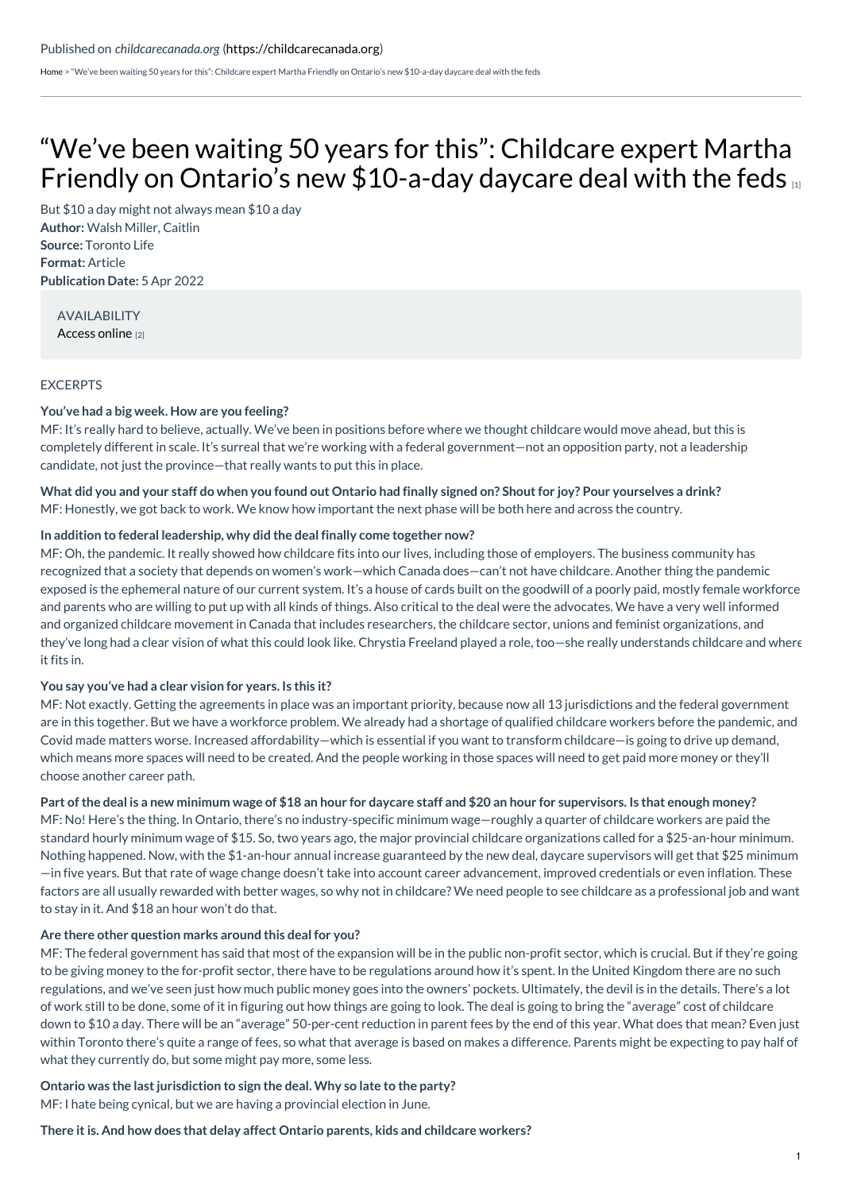Published on *childcarecanada.org* (https://childcarecanada.org)

Home > "We've been waiting 50 years for this": Childcare expert Martha Friendly on Ontario's new $10-a-day daycare deal with the feds

# "We've been waiting 50 years for this": Childcare expert Martha Friendly on Ontario's new $10-a-day daycare deal with the feds [1]

But $10 a day might not always mean $10 a day
**Author:** Walsh Miller, Caitlin
**Source:** Toronto Life
**Format:** Article
**Publication Date:** 5 Apr 2022

AVAILABILITY
Access online [2]

EXCERPTS

**You've had a big week. How are you feeling?**
MF: It's really hard to believe, actually. We've been in positions before where we thought childcare would move ahead, but this is completely different in scale. It's surreal that we're working with a federal government—not an opposition party, not a leadership candidate, not just the province—that really wants to put this in place.

**What did you and your staff do when you found out Ontario had finally signed on? Shout for joy? Pour yourselves a drink?**
MF: Honestly, we got back to work. We know how important the next phase will be both here and across the country.

**In addition to federal leadership, why did the deal finally come together now?**
MF: Oh, the pandemic. It really showed how childcare fits into our lives, including those of employers. The business community has recognized that a society that depends on women's work—which Canada does—can't not have childcare. Another thing the pandemic exposed is the ephemeral nature of our current system. It's a house of cards built on the goodwill of a poorly paid, mostly female workforce and parents who are willing to put up with all kinds of things. Also critical to the deal were the advocates. We have a very well informed and organized childcare movement in Canada that includes researchers, the childcare sector, unions and feminist organizations, and they've long had a clear vision of what this could look like. Chrystia Freeland played a role, too—she really understands childcare and where it fits in.

**You say you've had a clear vision for years. Is this it?**
MF: Not exactly. Getting the agreements in place was an important priority, because now all 13 jurisdictions and the federal government are in this together. But we have a workforce problem. We already had a shortage of qualified childcare workers before the pandemic, and Covid made matters worse. Increased affordability—which is essential if you want to transform childcare—is going to drive up demand, which means more spaces will need to be created. And the people working in those spaces will need to get paid more money or they'll choose another career path.

**Part of the deal is a new minimum wage of $18 an hour for daycare staff and $20 an hour for supervisors. Is that enough money?**
MF: No! Here's the thing. In Ontario, there's no industry-specific minimum wage—roughly a quarter of childcare workers are paid the standard hourly minimum wage of $15. So, two years ago, the major provincial childcare organizations called for a $25-an-hour minimum. Nothing happened. Now, with the $1-an-hour annual increase guaranteed by the new deal, daycare supervisors will get that $25 minimum—in five years. But that rate of wage change doesn't take into account career advancement, improved credentials or even inflation. These factors are all usually rewarded with better wages, so why not in childcare? We need people to see childcare as a professional job and want to stay in it. And $18 an hour won't do that.

**Are there other question marks around this deal for you?**
MF: The federal government has said that most of the expansion will be in the public non-profit sector, which is crucial. But if they're going to be giving money to the for-profit sector, there have to be regulations around how it's spent. In the United Kingdom there are no such regulations, and we've seen just how much public money goes into the owners' pockets. Ultimately, the devil is in the details. There's a lot of work still to be done, some of it in figuring out how things are going to look. The deal is going to bring the "average" cost of childcare down to $10 a day. There will be an "average" 50-per-cent reduction in parent fees by the end of this year. What does that mean? Even just within Toronto there's quite a range of fees, so what that average is based on makes a difference. Parents might be expecting to pay half of what they currently do, but some might pay more, some less.

**Ontario was the last jurisdiction to sign the deal. Why so late to the party?**
MF: I hate being cynical, but we are having a provincial election in June.

**There it is. And how does that delay affect Ontario parents, kids and childcare workers?**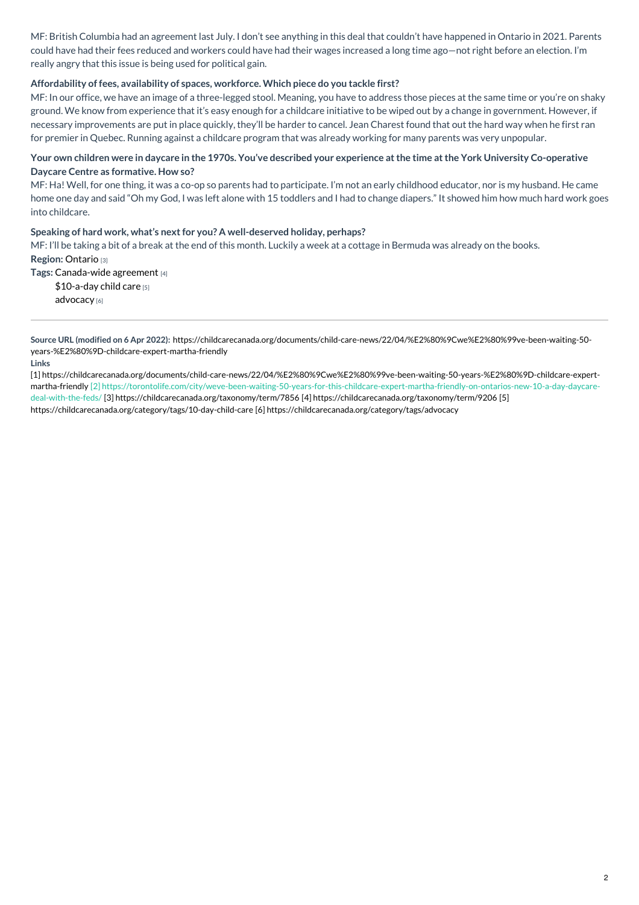MF: British Columbia had an agreement last July. I don't see anything in this deal that couldn't have happened in Ontario in 2021. Parents could have had their fees reduced and workers could have had their wages increased a long time ago—not right before an election. I'm really angry that this issue is being used for political gain.

**Affordability of fees, availability of spaces, workforce. Which piece do you tackle first?**

MF: In our office, we have an image of a three-legged stool. Meaning, you have to address those pieces at the same time or you're on shaky ground. We know from experience that it's easy enough for a childcare initiative to be wiped out by a change in government. However, if necessary improvements are put in place quickly, they'll be harder to cancel. Jean Charest found that out the hard way when he first ran for premier in Quebec. Running against a childcare program that was already working for many parents was very unpopular.

**Your own children were in daycare in the 1970s. You've described your experience at the time at the York University Co-operative Daycare Centre as formative. How so?**

MF: Ha! Well, for one thing, it was a co-op so parents had to participate. I'm not an early childhood educator, nor is my husband. He came home one day and said "Oh my God, I was left alone with 15 toddlers and I had to change diapers." It showed him how much hard work goes into childcare.

**Speaking of hard work, what's next for you? A well-deserved holiday, perhaps?**

MF: I'll be taking a bit of a break at the end of this month. Luckily a week at a cottage in Bermuda was already on the books.

**Region:** Ontario [3]

**Tags:** Canada-wide agreement [4]
$10-a-day child care [5]
advocacy [6]

---

**Source URL (modified on 6 Apr 2022):** https://childcarecanada.org/documents/child-care-news/22/04/%E2%80%9Cwe%E2%80%99ve-been-waiting-50-years-%E2%80%9D-childcare-expert-martha-friendly

**Links**

[1] https://childcarecanada.org/documents/child-care-news/22/04/%E2%80%9Cwe%E2%80%99ve-been-waiting-50-years-%E2%80%9D-childcare-expert-martha-friendly [2] https://torontolife.com/city/weve-been-waiting-50-years-for-this-childcare-expert-martha-friendly-on-ontarios-new-10-a-day-daycare-deal-with-the-feds/ [3] https://childcarecanada.org/taxonomy/term/7856 [4] https://childcarecanada.org/taxonomy/term/9206 [5] https://childcarecanada.org/category/tags/10-day-child-care [6] https://childcarecanada.org/category/tags/advocacy